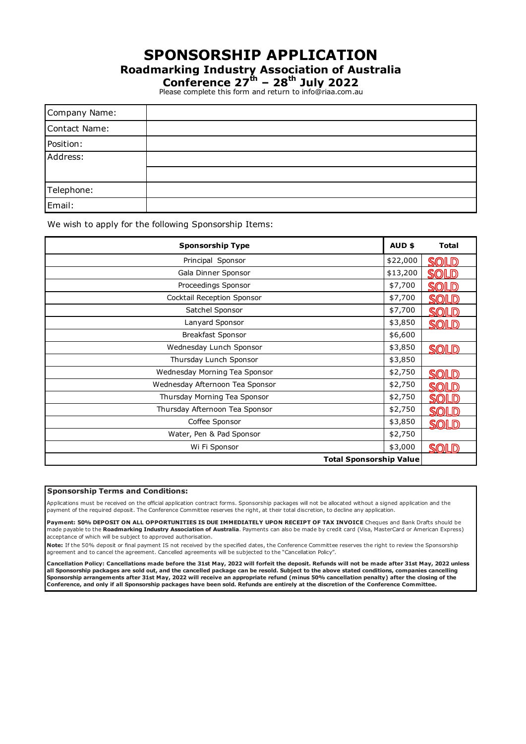# SPONSORSHIP APPLICATION

## Roadmarking Industry Association of Australia

## Conference 27th – 28th July 2022

Please complete this form and return to info@riaa.com.au

| Company Name: | |
|---|---|
| Contact Name: | |
| Position: | |
| Address: | |
| | |
| Telephone: | |
| Email: | |

We wish to apply for the following Sponsorship Items:

| Sponsorship Type | AUD $ | Total |
|---|---|---|
| Principal Sponsor | $22,000 | SOLD |
| Gala Dinner Sponsor | $13,200 | SOLD |
| Proceedings Sponsor | $7,700 | SOLD |
| Cocktail Reception Sponsor | $7,700 | SOLD |
| Satchel Sponsor | $7,700 | SOLD |
| Lanyard Sponsor | $3,850 | SOLD |
| Breakfast Sponsor | $6,600 | |
| Wednesday Lunch Sponsor | $3,850 | SOLD |
| Thursday Lunch Sponsor | $3,850 | |
| Wednesday Morning Tea Sponsor | $2,750 | SOLD |
| Wednesday Afternoon Tea Sponsor | $2,750 | SOLD |
| Thursday Morning Tea Sponsor | $2,750 | SOLD |
| Thursday Afternoon Tea Sponsor | $2,750 | SOLD |
| Coffee Sponsor | $3,850 | SOLD |
| Water, Pen & Pad Sponsor | $2,750 | |
| Wi Fi Sponsor | $3,000 | SOLD |
| **Total Sponsorship Value** | | |

**Sponsorship Terms and Conditions:**

Applications must be received on the official application contract forms. Sponsorship packages will not be allocated without a signed application and the payment of the required deposit. The Conference Committee reserves the right, at their total discretion, to decline any application.

**Payment: 50% DEPOSIT ON ALL OPPORTUNITIES IS DUE IMMEDIATELY UPON RECEIPT OF TAX INVOICE** Cheques and Bank Drafts should be made payable to the **Roadmarking Industry Association of Australia**. Payments can also be made by credit card (Visa, MasterCard or American Express) acceptance of which will be subject to approved authorisation.

**Note:** If the 50% deposit or final payment IS not received by the specified dates, the Conference Committee reserves the right to review the Sponsorship agreement and to cancel the agreement. Cancelled agreements will be subjected to the "Cancellation Policy".

**Cancellation Policy: Cancellations made before the 31st May, 2022 will forfeit the deposit. Refunds will not be made after 31st May, 2022 unless all Sponsorship packages are sold out, and the cancelled package can be resold. Subject to the above stated conditions, companies cancelling Sponsorship arrangements after 31st May, 2022 will receive an appropriate refund (minus 50% cancellation penalty) after the closing of the Conference, and only if all Sponsorship packages have been sold. Refunds are entirely at the discretion of the Conference Committee.**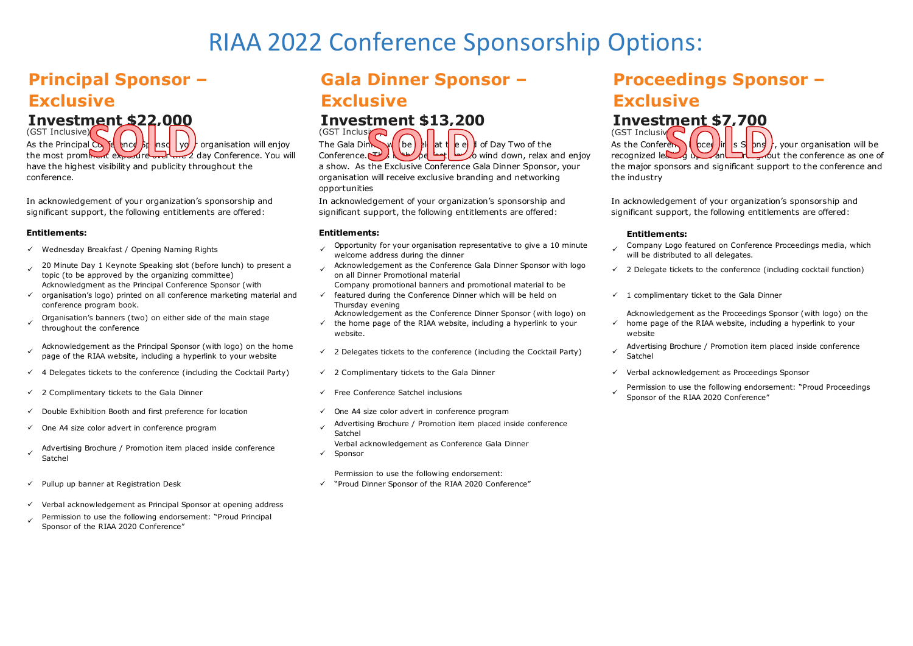# RIAA 2022 Conference Sponsorship Options:

## Principal Sponsor – Exclusive

### Investment $22,000

(GST Inclusive) SOLD

As the Principal Conference Sponsor, your organisation will enjoy the most prominent exposure over the 2 day Conference. You will have the highest visibility and publicity throughout the conference.

In acknowledgement of your organization's sponsorship and significant support, the following entitlements are offered:

**Entitlements:**

- ✓ Wednesday Breakfast / Opening Naming Rights
- ✓ 20 Minute Day 1 Keynote Speaking slot (before lunch) to present a topic (to be approved by the organizing committee)
- ✓ Acknowledgment as the Principal Conference Sponsor (with organisation's logo) printed on all conference marketing material and conference program book.
- ✓ Organisation's banners (two) on either side of the main stage throughout the conference
- ✓ Acknowledgement as the Principal Sponsor (with logo) on the home page of the RIAA website, including a hyperlink to your website
- ✓ 4 Delegates tickets to the conference (including the Cocktail Party)
- ✓ 2 Complimentary tickets to the Gala Dinner
- ✓ Double Exhibition Booth and first preference for location
- ✓ One A4 size color advert in conference program
- ✓ Advertising Brochure / Promotion item placed inside conference Satchel
- ✓ Pullup up banner at Registration Desk
- ✓ Verbal acknowledgement as Principal Sponsor at opening address
- ✓ Permission to use the following endorsement: "Proud Principal Sponsor of the RIAA 2020 Conference"

## Gala Dinner Sponsor – Exclusive

### Investment $13,200

(GST Inclusive) SOLD

The Gala Dinner will be held at the end of Day Two of the Conference. This is the perfect time to wind down, relax and enjoy a show. As the Exclusive Conference Gala Dinner Sponsor, your organisation will receive exclusive branding and networking opportunities

In acknowledgement of your organization's sponsorship and significant support, the following entitlements are offered:

**Entitlements:**

- ✓ Opportunity for your organisation representative to give a 10 minute welcome address during the dinner
- ✓ Acknowledgement as the Conference Gala Dinner Sponsor with logo on all Dinner Promotional material
- ✓ Company promotional banners and promotional material to be featured during the Conference Dinner which will be held on Thursday evening
- ✓ Acknowledgement as the Conference Dinner Sponsor (with logo) on the home page of the RIAA website, including a hyperlink to your website.
- ✓ 2 Delegates tickets to the conference (including the Cocktail Party)
- ✓ 2 Complimentary tickets to the Gala Dinner
- ✓ Free Conference Satchel inclusions
- ✓ One A4 size color advert in conference program
- ✓ Advertising Brochure / Promotion item placed inside conference Satchel
- ✓ Verbal acknowledgement as Conference Gala Dinner Sponsor
- ✓ Permission to use the following endorsement: "Proud Dinner Sponsor of the RIAA 2020 Conference"

## Proceedings Sponsor – Exclusive

### Investment $7,700

(GST Inclusive) SOLD

As the Conference Proceedings Sponsor, your organisation will be recognized leading up to and throughout the conference as one of the major sponsors and significant support to the conference and the industry

In acknowledgement of your organization's sponsorship and significant support, the following entitlements are offered:

**Entitlements:**

- ✓ Company Logo featured on Conference Proceedings media, which will be distributed to all delegates.
- ✓ 2 Delegate tickets to the conference (including cocktail function)
- ✓ 1 complimentary ticket to the Gala Dinner
- ✓ Acknowledgement as the Proceedings Sponsor (with logo) on the home page of the RIAA website, including a hyperlink to your website
- ✓ Advertising Brochure / Promotion item placed inside conference Satchel
- ✓ Verbal acknowledgement as Proceedings Sponsor
- ✓ Permission to use the following endorsement: "Proud Proceedings Sponsor of the RIAA 2020 Conference"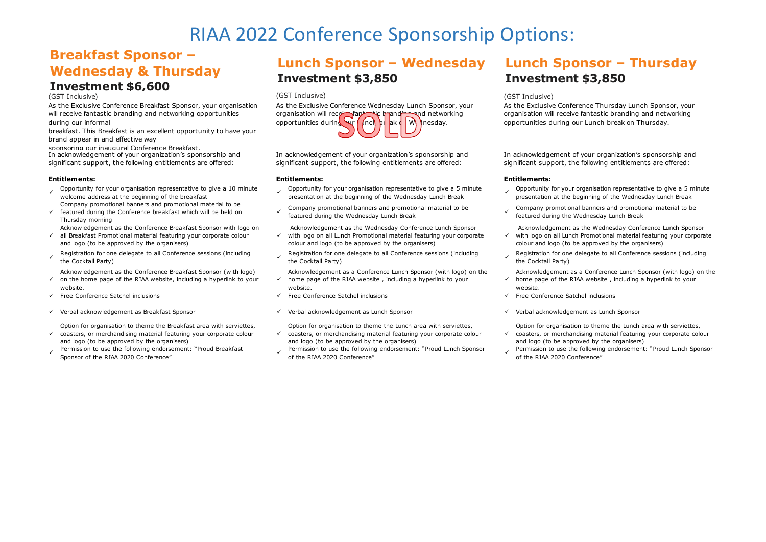# RIAA 2022 Conference Sponsorship Options:

## Breakfast Sponsor – Wednesday & Thursday

### Investment $6,600

(GST Inclusive)

As the Exclusive Conference Breakfast Sponsor, your organisation will receive fantastic branding and networking opportunities during our informal breakfast. This Breakfast is an excellent opportunity to have your brand appear in and effective way sponsoring our inaugural Conference Breakfast.

In acknowledgement of your organization's sponsorship and significant support, the following entitlements are offered:

**Entitlements:**

- ✓ Opportunity for your organisation representative to give a 10 minute welcome address at the beginning of the breakfast
- ✓ Company promotional banners and promotional material to be featured during the Conference breakfast which will be held on Thursday morning
- ✓ Acknowledgement as the Conference Breakfast Sponsor with logo on all Breakfast Promotional material featuring your corporate colour and logo (to be approved by the organisers)
- ✓ Registration for one delegate to all Conference sessions (including the Cocktail Party)
- ✓ Acknowledgement as the Conference Breakfast Sponsor (with logo) on the home page of the RIAA website, including a hyperlink to your website.
- ✓ Free Conference Satchel inclusions
- ✓ Verbal acknowledgement as Breakfast Sponsor
- ✓ Option for organisation to theme the Breakfast area with serviettes, coasters, or merchandising material featuring your corporate colour and logo (to be approved by the organisers)
- ✓ Permission to use the following endorsement: "Proud Breakfast Sponsor of the RIAA 2020 Conference"

## Lunch Sponsor – Wednesday

### Investment $3,850

(GST Inclusive)

As the Exclusive Conference Wednesday Lunch Sponsor, your organisation will receive fantastic branding and networking opportunities during our Lunch break on Wednesday.

SOLD

In acknowledgement of your organization's sponsorship and significant support, the following entitlements are offered:

**Entitlements:**

- ✓ Opportunity for your organisation representative to give a 5 minute presentation at the beginning of the Wednesday Lunch Break
- ✓ Company promotional banners and promotional material to be featured during the Wednesday Lunch Break
- ✓ Acknowledgement as the Wednesday Conference Lunch Sponsor with logo on all Lunch Promotional material featuring your corporate colour and logo (to be approved by the organisers)
- ✓ Registration for one delegate to all Conference sessions (including the Cocktail Party)
- ✓ Acknowledgement as a Conference Lunch Sponsor (with logo) on the home page of the RIAA website , including a hyperlink to your website.
- ✓ Free Conference Satchel inclusions
- ✓ Verbal acknowledgement as Lunch Sponsor
- ✓ Option for organisation to theme the Lunch area with serviettes, coasters, or merchandising material featuring your corporate colour and logo (to be approved by the organisers)
- ✓ Permission to use the following endorsement: "Proud Lunch Sponsor of the RIAA 2020 Conference"

## Lunch Sponsor – Thursday

### Investment $3,850

(GST Inclusive)

As the Exclusive Conference Thursday Lunch Sponsor, your organisation will receive fantastic branding and networking opportunities during our Lunch break on Thursday.

In acknowledgement of your organization's sponsorship and significant support, the following entitlements are offered:

**Entitlements:**

- ✓ Opportunity for your organisation representative to give a 5 minute presentation at the beginning of the Wednesday Lunch Break
- ✓ Company promotional banners and promotional material to be featured during the Wednesday Lunch Break
- ✓ Acknowledgement as the Wednesday Conference Lunch Sponsor with logo on all Lunch Promotional material featuring your corporate colour and logo (to be approved by the organisers)
- ✓ Registration for one delegate to all Conference sessions (including the Cocktail Party)
- ✓ Acknowledgement as a Conference Lunch Sponsor (with logo) on the home page of the RIAA website , including a hyperlink to your website.
- ✓ Free Conference Satchel inclusions
- ✓ Verbal acknowledgement as Lunch Sponsor
- ✓ Option for organisation to theme the Lunch area with serviettes, coasters, or merchandising material featuring your corporate colour and logo (to be approved by the organisers)
- ✓ Permission to use the following endorsement: "Proud Lunch Sponsor of the RIAA 2020 Conference"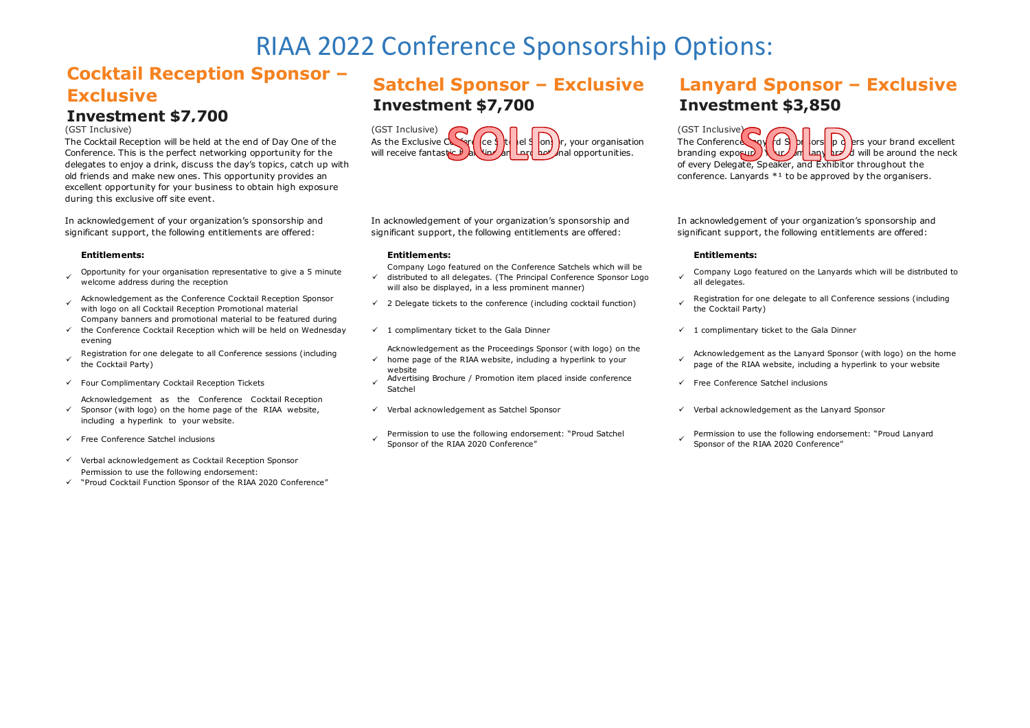# RIAA 2022 Conference Sponsorship Options:

## Cocktail Reception Sponsor – Exclusive

### Investment $7,700

(GST Inclusive)

The Cocktail Reception will be held at the end of Day One of the Conference. This is the perfect networking opportunity for the delegates to enjoy a drink, discuss the day's topics, catch up with old friends and make new ones. This opportunity provides an excellent opportunity for your business to obtain high exposure during this exclusive off site event.

In acknowledgement of your organization's sponsorship and significant support, the following entitlements are offered:

**Entitlements:**

- ✓ Opportunity for your organisation representative to give a 5 minute welcome address during the reception
- ✓ Acknowledgement as the Conference Cocktail Reception Sponsor with logo on all Cocktail Reception Promotional material
- ✓ Company banners and promotional material to be featured during the Conference Cocktail Reception which will be held on Wednesday evening
- ✓ Registration for one delegate to all Conference sessions (including the Cocktail Party)
- ✓ Four Complimentary Cocktail Reception Tickets
- ✓ Acknowledgement as the Conference Cocktail Reception Sponsor (with logo) on the home page of the RIAA website, including a hyperlink to your website.
- ✓ Free Conference Satchel inclusions
- ✓ Verbal acknowledgement as Cocktail Reception Sponsor
- ✓ Permission to use the following endorsement: "Proud Cocktail Function Sponsor of the RIAA 2020 Conference"

## Satchel Sponsor – Exclusive

### Investment $7,700

(GST Inclusive)

SOLD

As the Exclusive Conference Satchel Sponsor, your organisation will receive fantastic branding and promotional opportunities.

In acknowledgement of your organization's sponsorship and significant support, the following entitlements are offered:

**Entitlements:**

- ✓ Company Logo featured on the Conference Satchels which will be distributed to all delegates. (The Principal Conference Sponsor Logo will also be displayed, in a less prominent manner)
- ✓ 2 Delegate tickets to the conference (including cocktail function)
- ✓ 1 complimentary ticket to the Gala Dinner
- ✓ Acknowledgement as the Proceedings Sponsor (with logo) on the home page of the RIAA website, including a hyperlink to your website
- ✓ Advertising Brochure / Promotion item placed inside conference Satchel
- ✓ Verbal acknowledgement as Satchel Sponsor
- ✓ Permission to use the following endorsement: "Proud Satchel Sponsor of the RIAA 2020 Conference"

## Lanyard Sponsor – Exclusive

### Investment $3,850

(GST Inclusive)

SOLD

The Conference Lanyard Sponsorship offers your brand excellent branding exposure. Your company brand will be around the neck of every Delegate, Speaker, and Exhibitor throughout the conference. Lanyards *1 to be approved by the organisers.

In acknowledgement of your organization's sponsorship and significant support, the following entitlements are offered:

**Entitlements:**

- ✓ Company Logo featured on the Lanyards which will be distributed to all delegates.
- ✓ Registration for one delegate to all Conference sessions (including the Cocktail Party)
- ✓ 1 complimentary ticket to the Gala Dinner
- ✓ Acknowledgement as the Lanyard Sponsor (with logo) on the home page of the RIAA website, including a hyperlink to your website
- ✓ Free Conference Satchel inclusions
- ✓ Verbal acknowledgement as the Lanyard Sponsor
- ✓ Permission to use the following endorsement: "Proud Lanyard Sponsor of the RIAA 2020 Conference"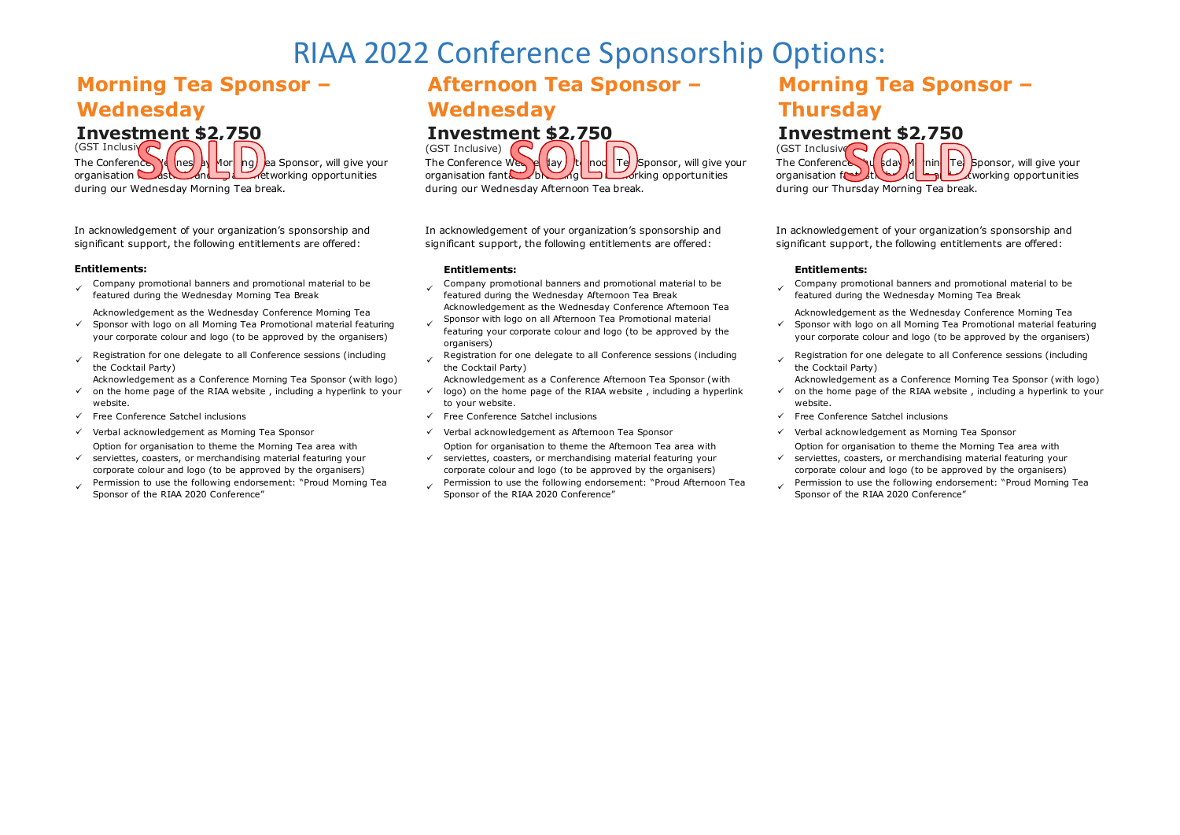# RIAA 2022 Conference Sponsorship Options:

## Morning Tea Sponsor – Wednesday

### Investment $2,750

(GST Inclusive) **SOLD**

The Conference Wednesday Morning Tea Sponsor, will give your organisation fantastic branding and networking opportunities during our Wednesday Morning Tea break.

In acknowledgement of your organization's sponsorship and significant support, the following entitlements are offered:

**Entitlements:**

- ✓ Company promotional banners and promotional material to be featured during the Wednesday Morning Tea Break
- ✓ Acknowledgement as the Wednesday Conference Morning Tea Sponsor with logo on all Morning Tea Promotional material featuring your corporate colour and logo (to be approved by the organisers)
- ✓ Registration for one delegate to all Conference sessions (including the Cocktail Party)
- ✓ Acknowledgement as a Conference Morning Tea Sponsor (with logo) on the home page of the RIAA website , including a hyperlink to your website.
- ✓ Free Conference Satchel inclusions
- ✓ Verbal acknowledgement as Morning Tea Sponsor
- ✓ Option for organisation to theme the Morning Tea area with serviettes, coasters, or merchandising material featuring your corporate colour and logo (to be approved by the organisers)
- ✓ Permission to use the following endorsement: "Proud Morning Tea Sponsor of the RIAA 2020 Conference"

## Afternoon Tea Sponsor – Wednesday

### Investment $2,750

(GST Inclusive) **SOLD**

The Conference Wednesday Afternoon Tea Sponsor, will give your organisation fantastic branding and networking opportunities during our Wednesday Afternoon Tea break.

In acknowledgement of your organization's sponsorship and significant support, the following entitlements are offered:

**Entitlements:**

- ✓ Company promotional banners and promotional material to be featured during the Wednesday Afternoon Tea Break
- ✓ Acknowledgement as the Wednesday Conference Afternoon Tea Sponsor with logo on all Afternoon Tea Promotional material featuring your corporate colour and logo (to be approved by the organisers)
- ✓ Registration for one delegate to all Conference sessions (including the Cocktail Party)
- ✓ Acknowledgement as a Conference Afternoon Tea Sponsor (with logo) on the home page of the RIAA website , including a hyperlink to your website.
- ✓ Free Conference Satchel inclusions
- ✓ Verbal acknowledgement as Afternoon Tea Sponsor
- ✓ Option for organisation to theme the Afternoon Tea area with serviettes, coasters, or merchandising material featuring your corporate colour and logo (to be approved by the organisers)
- ✓ Permission to use the following endorsement: "Proud Afternoon Tea Sponsor of the RIAA 2020 Conference"

## Morning Tea Sponsor – Thursday

### Investment $2,750

(GST Inclusive) **SOLD**

The Conference Thursday Morning Tea Sponsor, will give your organisation fantastic branding and networking opportunities during our Thursday Morning Tea break.

In acknowledgement of your organization's sponsorship and significant support, the following entitlements are offered:

**Entitlements:**

- ✓ Company promotional banners and promotional material to be featured during the Wednesday Morning Tea Break
- ✓ Acknowledgement as the Wednesday Conference Morning Tea Sponsor with logo on all Morning Tea Promotional material featuring your corporate colour and logo (to be approved by the organisers)
- ✓ Registration for one delegate to all Conference sessions (including the Cocktail Party)
- ✓ Acknowledgement as a Conference Morning Tea Sponsor (with logo) on the home page of the RIAA website , including a hyperlink to your website.
- ✓ Free Conference Satchel inclusions
- ✓ Verbal acknowledgement as Morning Tea Sponsor
- ✓ Option for organisation to theme the Morning Tea area with serviettes, coasters, or merchandising material featuring your corporate colour and logo (to be approved by the organisers)
- ✓ Permission to use the following endorsement: "Proud Morning Tea Sponsor of the RIAA 2020 Conference"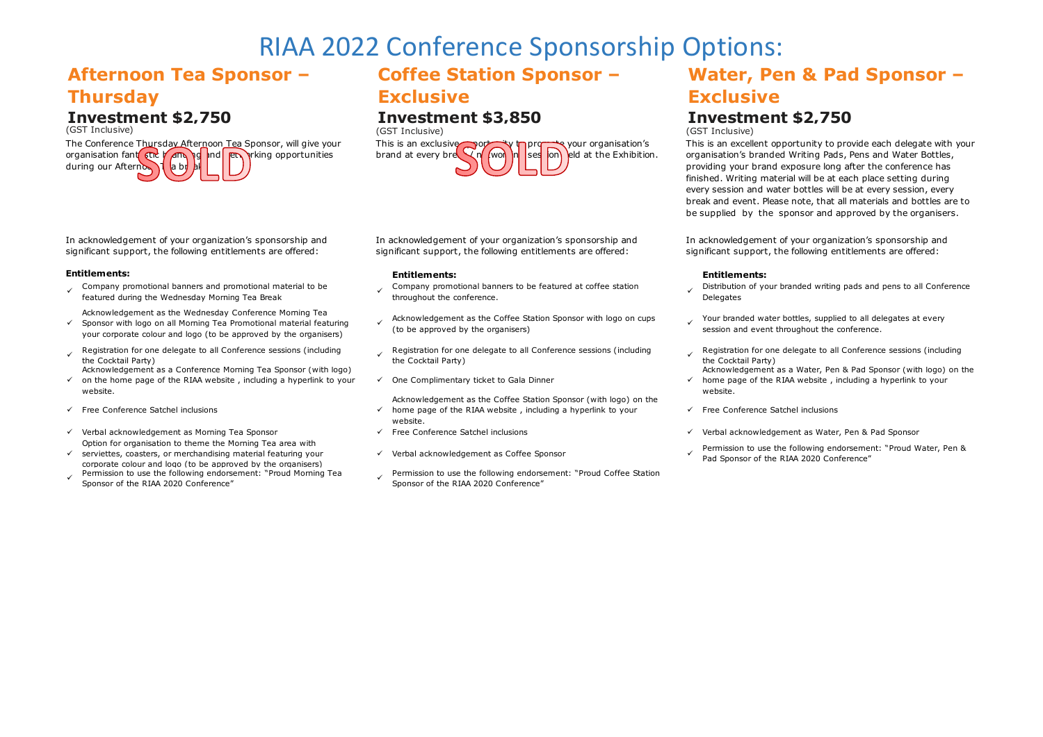# RIAA 2022 Conference Sponsorship Options:

## Afternoon Tea Sponsor – Thursday

### Investment $2,750

(GST Inclusive)

The Conference Thursday Afternoon Tea Sponsor, will give your organisation fantastic branding and networking opportunities during our Afternoon Tea break.

SOLD

In acknowledgement of your organization's sponsorship and significant support, the following entitlements are offered:

**Entitlements:**

- ✓ Company promotional banners and promotional material to be featured during the Wednesday Morning Tea Break
- ✓ Acknowledgement as the Wednesday Conference Morning Tea Sponsor with logo on all Morning Tea Promotional material featuring your corporate colour and logo (to be approved by the organisers)
- ✓ Registration for one delegate to all Conference sessions (including the Cocktail Party)
- ✓ Acknowledgement as a Conference Morning Tea Sponsor (with logo) on the home page of the RIAA website , including a hyperlink to your website.
- ✓ Free Conference Satchel inclusions
- ✓ Verbal acknowledgement as Morning Tea Sponsor
- ✓ Option for organisation to theme the Morning Tea area with serviettes, coasters, or merchandising material featuring your corporate colour and logo (to be approved by the organisers)
- ✓ Permission to use the following endorsement: "Proud Morning Tea Sponsor of the RIAA 2020 Conference"

## Coffee Station Sponsor – Exclusive

### Investment $3,850

(GST Inclusive)

This is an exclusive opportunity to promote your organisation's brand at every break / networking session held at the Exhibition.

SOLD

In acknowledgement of your organization's sponsorship and significant support, the following entitlements are offered:

**Entitlements:**

- ✓ Company promotional banners to be featured at coffee station throughout the conference.
- ✓ Acknowledgement as the Coffee Station Sponsor with logo on cups (to be approved by the organisers)
- ✓ Registration for one delegate to all Conference sessions (including the Cocktail Party)
- ✓ One Complimentary ticket to Gala Dinner
- ✓ Acknowledgement as the Coffee Station Sponsor (with logo) on the home page of the RIAA website , including a hyperlink to your website.
- ✓ Free Conference Satchel inclusions
- ✓ Verbal acknowledgement as Coffee Sponsor
- ✓ Permission to use the following endorsement: "Proud Coffee Station Sponsor of the RIAA 2020 Conference"

## Water, Pen & Pad Sponsor – Exclusive

### Investment $2,750

(GST Inclusive)

This is an excellent opportunity to provide each delegate with your organisation's branded Writing Pads, Pens and Water Bottles, providing your brand exposure long after the conference has finished. Writing material will be at each place setting during every session and water bottles will be at every session, every break and event. Please note, that all materials and bottles are to be supplied by the sponsor and approved by the organisers.

In acknowledgement of your organization's sponsorship and significant support, the following entitlements are offered:

**Entitlements:**

- ✓ Distribution of your branded writing pads and pens to all Conference Delegates
- ✓ Your branded water bottles, supplied to all delegates at every session and event throughout the conference.
- ✓ Registration for one delegate to all Conference sessions (including the Cocktail Party)
- ✓ Acknowledgement as a Water, Pen & Pad Sponsor (with logo) on the home page of the RIAA website , including a hyperlink to your website.
- ✓ Free Conference Satchel inclusions
- ✓ Verbal acknowledgement as Water, Pen & Pad Sponsor
- ✓ Permission to use the following endorsement: "Proud Water, Pen & Pad Sponsor of the RIAA 2020 Conference"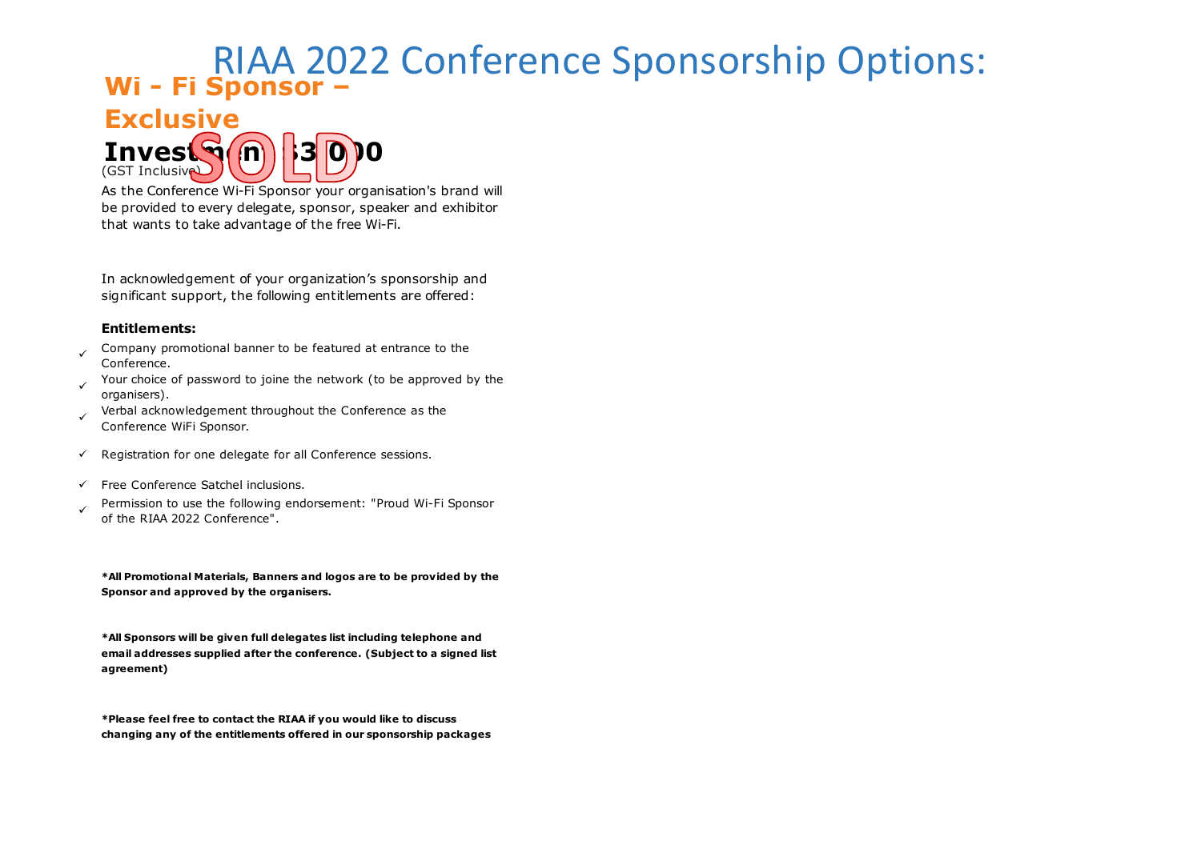# RIAA 2022 Conference Sponsorship Options:

## Wi - Fi Sponsor – Exclusive

SOLD

**Investment $3000**
(GST Inclusive)

As the Conference Wi-Fi Sponsor your organisation's brand will be provided to every delegate, sponsor, speaker and exhibitor that wants to take advantage of the free Wi-Fi.

In acknowledgement of your organization's sponsorship and significant support, the following entitlements are offered:

**Entitlements:**

- ✓ Company promotional banner to be featured at entrance to the Conference.
- ✓ Your choice of password to joine the network (to be approved by the organisers).
- ✓ Verbal acknowledgement throughout the Conference as the Conference WiFi Sponsor.
- ✓ Registration for one delegate for all Conference sessions.
- ✓ Free Conference Satchel inclusions.
- ✓ Permission to use the following endorsement: "Proud Wi-Fi Sponsor of the RIAA 2022 Conference".

**\*All Promotional Materials, Banners and logos are to be provided by the Sponsor and approved by the organisers.**

**\*All Sponsors will be given full delegates list including telephone and email addresses supplied after the conference. (Subject to a signed list agreement)**

**\*Please feel free to contact the RIAA if you would like to discuss changing any of the entitlements offered in our sponsorship packages**